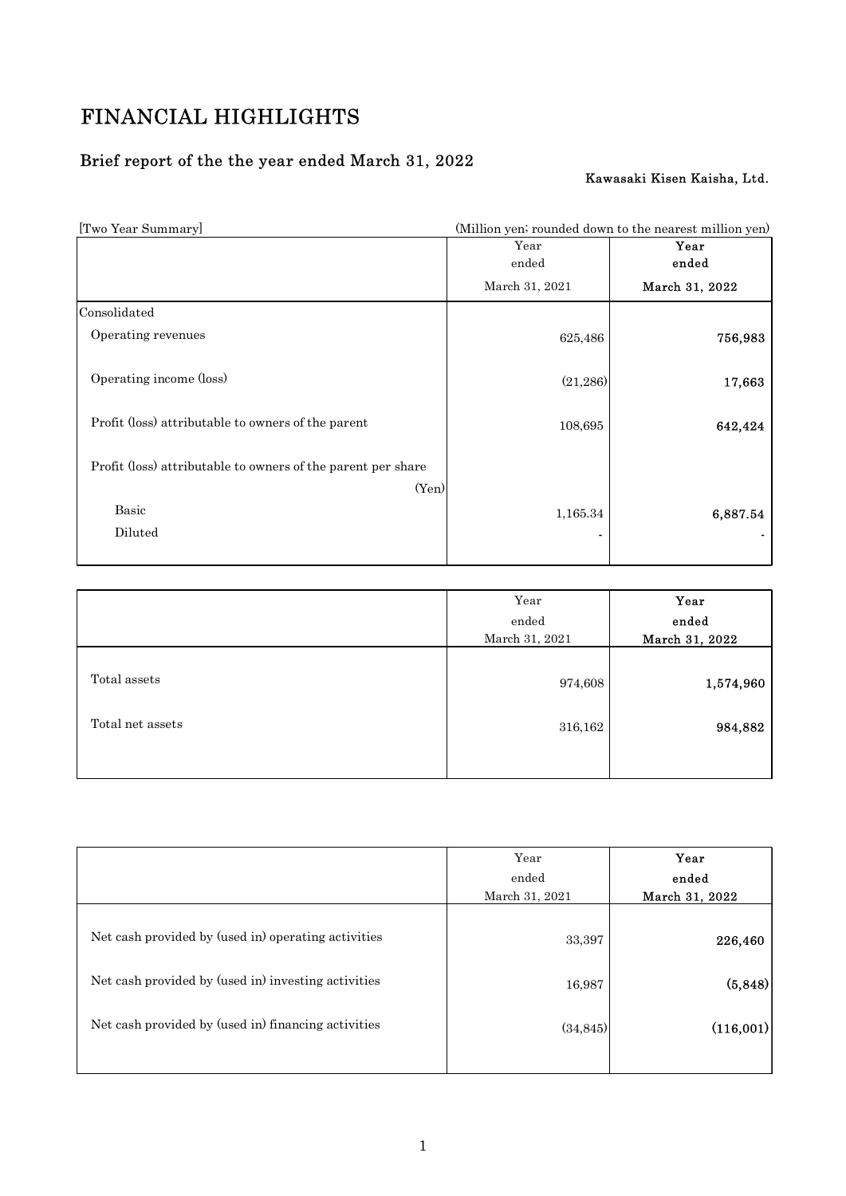# FINANCIAL HIGHLIGHTS

## Brief report of the the year ended March 31, 2022

Kawasaki Kisen Kaisha, Ltd.

[Two Year Summary] (Million yen; rounded down to the nearest million yen)

| | Year ended March 31, 2021 | **Year ended March 31, 2022** |
|---|---|---|
| Consolidated | | |
| Operating revenues | 625,486 | **756,983** |
| Operating income (loss) | (21,286) | **17,663** |
| Profit (loss) attributable to owners of the parent | 108,695 | **642,424** |
| Profit (loss) attributable to owners of the parent per share (Yen) | | |
| Basic | 1,165.34 | **6,887.54** |
| Diluted | - | - |

| | Year ended March 31, 2021 | **Year ended March 31, 2022** |
|---|---|---|
| Total assets | 974,608 | **1,574,960** |
| Total net assets | 316,162 | **984,882** |

| | Year ended March 31, 2021 | **Year ended March 31, 2022** |
|---|---|---|
| Net cash provided by (used in) operating activities | 33,397 | **226,460** |
| Net cash provided by (used in) investing activities | 16,987 | **(5,848)** |
| Net cash provided by (used in) financing activities | (34,845) | **(116,001)** |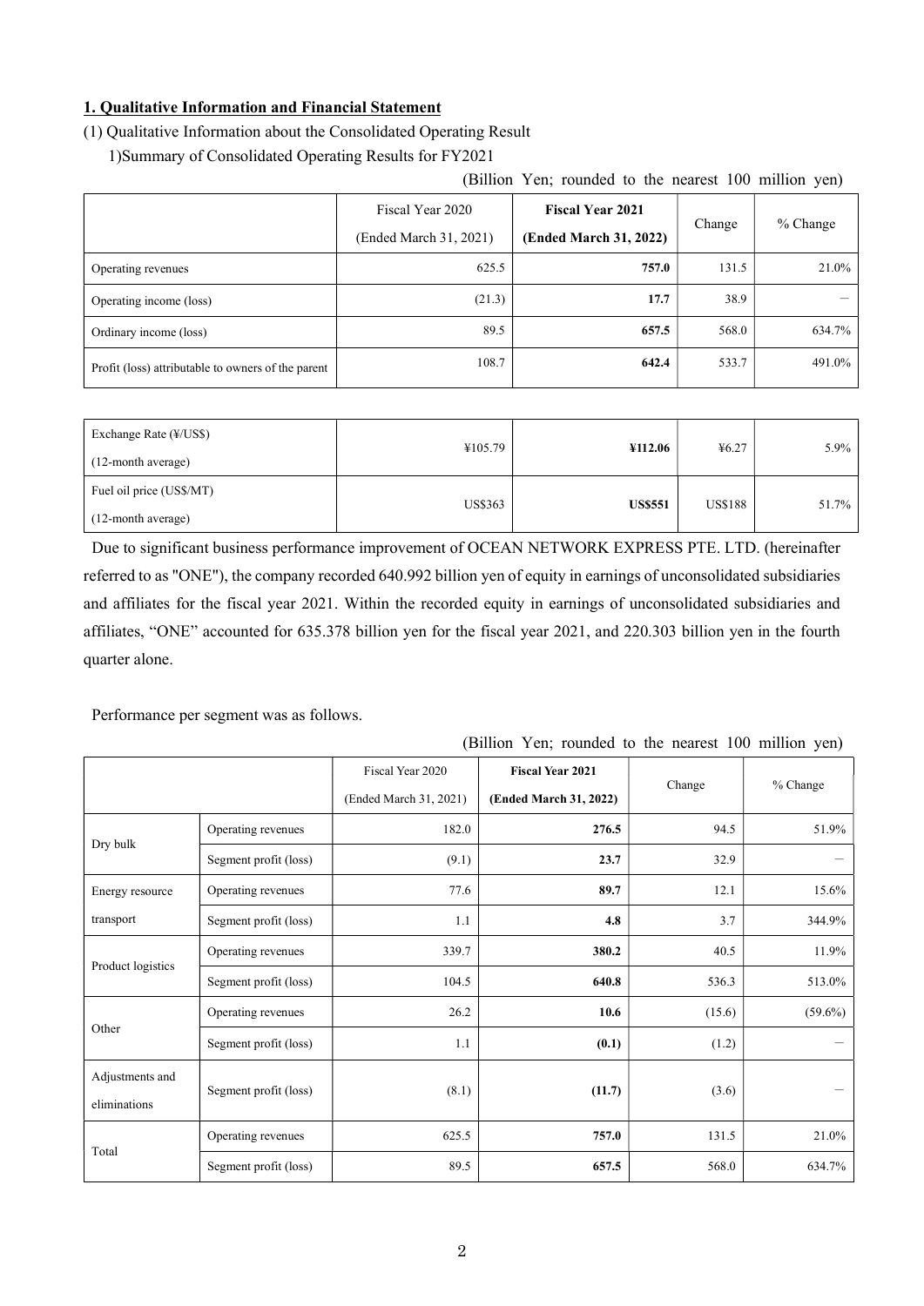## 1. Qualitative Information and Financial Statement

(1) Qualitative Information about the Consolidated Operating Result

1)Summary of Consolidated Operating Results for FY2021

(Billion Yen; rounded to the nearest 100 million yen)

| | Fiscal Year 2020 (Ended March 31, 2021) | **Fiscal Year 2021 (Ended March 31, 2022)** | Change | % Change |
|---|---|---|---|---|
| Operating revenues | 625.5 | **757.0** | 131.5 | 21.0% |
| Operating income (loss) | (21.3) | **17.7** | 38.9 | — |
| Ordinary income (loss) | 89.5 | **657.5** | 568.0 | 634.7% |
| Profit (loss) attributable to owners of the parent | 108.7 | **642.4** | 533.7 | 491.0% |

| | | | | |
|---|---|---|---|---|
| Exchange Rate (¥/US$) (12-month average) | ¥105.79 | **¥112.06** | ¥6.27 | 5.9% |
| Fuel oil price (US$/MT) (12-month average) | US$363 | **US$551** | US$188 | 51.7% |

Due to significant business performance improvement of OCEAN NETWORK EXPRESS PTE. LTD. (hereinafter referred to as "ONE"), the company recorded 640.992 billion yen of equity in earnings of unconsolidated subsidiaries and affiliates for the fiscal year 2021. Within the recorded equity in earnings of unconsolidated subsidiaries and affiliates, "ONE" accounted for 635.378 billion yen for the fiscal year 2021, and 220.303 billion yen in the fourth quarter alone.

Performance per segment was as follows.

(Billion Yen; rounded to the nearest 100 million yen)

| | | Fiscal Year 2020 (Ended March 31, 2021) | **Fiscal Year 2021 (Ended March 31, 2022)** | Change | % Change |
|---|---|---|---|---|---|
| Dry bulk | Operating revenues | 182.0 | **276.5** | 94.5 | 51.9% |
| | Segment profit (loss) | (9.1) | **23.7** | 32.9 | — |
| Energy resource transport | Operating revenues | 77.6 | **89.7** | 12.1 | 15.6% |
| | Segment profit (loss) | 1.1 | **4.8** | 3.7 | 344.9% |
| Product logistics | Operating revenues | 339.7 | **380.2** | 40.5 | 11.9% |
| | Segment profit (loss) | 104.5 | **640.8** | 536.3 | 513.0% |
| Other | Operating revenues | 26.2 | **10.6** | (15.6) | (59.6%) |
| | Segment profit (loss) | 1.1 | **(0.1)** | (1.2) | — |
| Adjustments and eliminations | Segment profit (loss) | (8.1) | **(11.7)** | (3.6) | — |
| Total | Operating revenues | 625.5 | **757.0** | 131.5 | 21.0% |
| | Segment profit (loss) | 89.5 | **657.5** | 568.0 | 634.7% |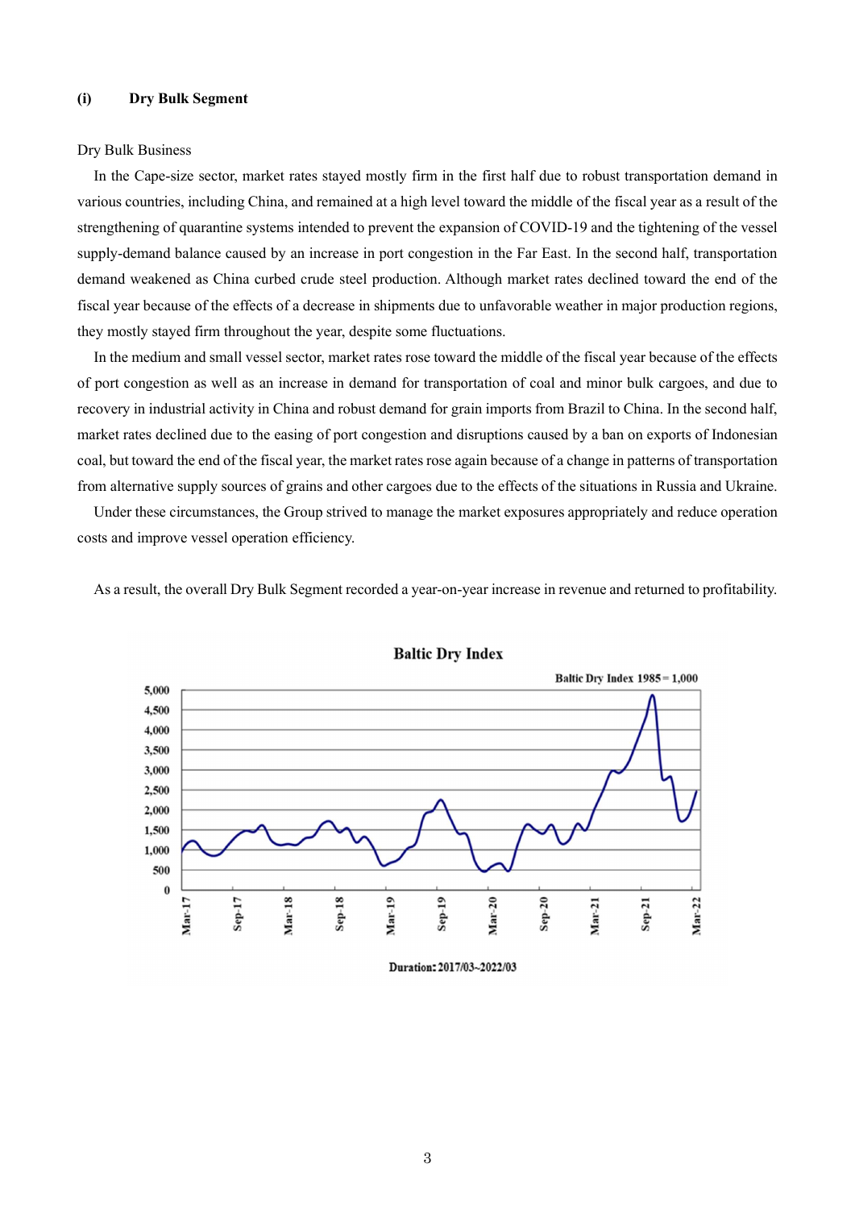### (i) Dry Bulk Segment

Dry Bulk Business

In the Cape-size sector, market rates stayed mostly firm in the first half due to robust transportation demand in various countries, including China, and remained at a high level toward the middle of the fiscal year as a result of the strengthening of quarantine systems intended to prevent the expansion of COVID-19 and the tightening of the vessel supply-demand balance caused by an increase in port congestion in the Far East. In the second half, transportation demand weakened as China curbed crude steel production. Although market rates declined toward the end of the fiscal year because of the effects of a decrease in shipments due to unfavorable weather in major production regions, they mostly stayed firm throughout the year, despite some fluctuations.

In the medium and small vessel sector, market rates rose toward the middle of the fiscal year because of the effects of port congestion as well as an increase in demand for transportation of coal and minor bulk cargoes, and due to recovery in industrial activity in China and robust demand for grain imports from Brazil to China. In the second half, market rates declined due to the easing of port congestion and disruptions caused by a ban on exports of Indonesian coal, but toward the end of the fiscal year, the market rates rose again because of a change in patterns of transportation from alternative supply sources of grains and other cargoes due to the effects of the situations in Russia and Ukraine.

Under these circumstances, the Group strived to manage the market exposures appropriately and reduce operation costs and improve vessel operation efficiency.

As a result, the overall Dry Bulk Segment recorded a year-on-year increase in revenue and returned to profitability.

**Baltic Dry Index**

Baltic Dry Index 1985 = 1,000

Duration: 2017/03~2022/03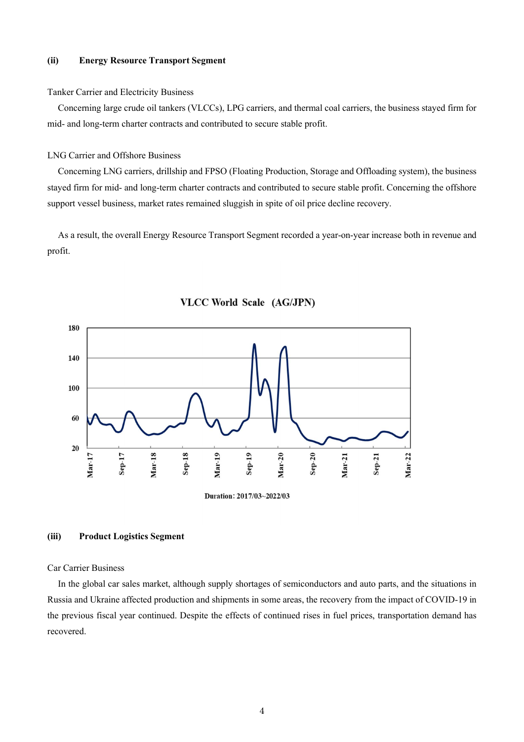### (ii) Energy Resource Transport Segment

Tanker Carrier and Electricity Business

Concerning large crude oil tankers (VLCCs), LPG carriers, and thermal coal carriers, the business stayed firm for mid- and long-term charter contracts and contributed to secure stable profit.

LNG Carrier and Offshore Business

Concerning LNG carriers, drillship and FPSO (Floating Production, Storage and Offloading system), the business stayed firm for mid- and long-term charter contracts and contributed to secure stable profit. Concerning the offshore support vessel business, market rates remained sluggish in spite of oil price decline recovery.

As a result, the overall Energy Resource Transport Segment recorded a year-on-year increase both in revenue and profit.

VLCC World Scale (AG/JPN)

Duration: 2017/03~2022/03

### (iii) Product Logistics Segment

Car Carrier Business

In the global car sales market, although supply shortages of semiconductors and auto parts, and the situations in Russia and Ukraine affected production and shipments in some areas, the recovery from the impact of COVID-19 in the previous fiscal year continued. Despite the effects of continued rises in fuel prices, transportation demand has recovered.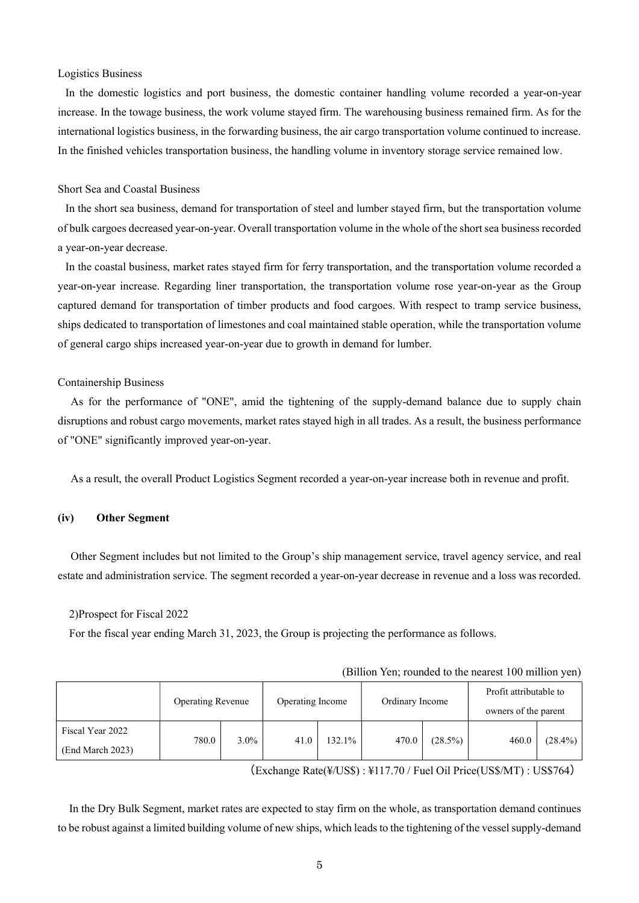Logistics Business

In the domestic logistics and port business, the domestic container handling volume recorded a year-on-year increase. In the towage business, the work volume stayed firm. The warehousing business remained firm. As for the international logistics business, in the forwarding business, the air cargo transportation volume continued to increase. In the finished vehicles transportation business, the handling volume in inventory storage service remained low.

Short Sea and Coastal Business

In the short sea business, demand for transportation of steel and lumber stayed firm, but the transportation volume of bulk cargoes decreased year-on-year. Overall transportation volume in the whole of the short sea business recorded a year-on-year decrease.

In the coastal business, market rates stayed firm for ferry transportation, and the transportation volume recorded a year-on-year increase. Regarding liner transportation, the transportation volume rose year-on-year as the Group captured demand for transportation of timber products and food cargoes. With respect to tramp service business, ships dedicated to transportation of limestones and coal maintained stable operation, while the transportation volume of general cargo ships increased year-on-year due to growth in demand for lumber.

Containership Business

As for the performance of "ONE", amid the tightening of the supply-demand balance due to supply chain disruptions and robust cargo movements, market rates stayed high in all trades. As a result, the business performance of "ONE" significantly improved year-on-year.

As a result, the overall Product Logistics Segment recorded a year-on-year increase both in revenue and profit.

### (iv) Other Segment

Other Segment includes but not limited to the Group's ship management service, travel agency service, and real estate and administration service. The segment recorded a year-on-year decrease in revenue and a loss was recorded.

2)Prospect for Fiscal 2022

For the fiscal year ending March 31, 2023, the Group is projecting the performance as follows.

(Billion Yen; rounded to the nearest 100 million yen)

| | Operating Revenue | | Operating Income | | Ordinary Income | | Profit attributable to owners of the parent | |
|---|---|---|---|---|---|---|---|---|
| Fiscal Year 2022 (End March 2023) | 780.0 | 3.0% | 41.0 | 132.1% | 470.0 | (28.5%) | 460.0 | (28.4%) |

（Exchange Rate(¥/US$) : ¥117.70 / Fuel Oil Price(US$/MT) : US$764）

In the Dry Bulk Segment, market rates are expected to stay firm on the whole, as transportation demand continues to be robust against a limited building volume of new ships, which leads to the tightening of the vessel supply-demand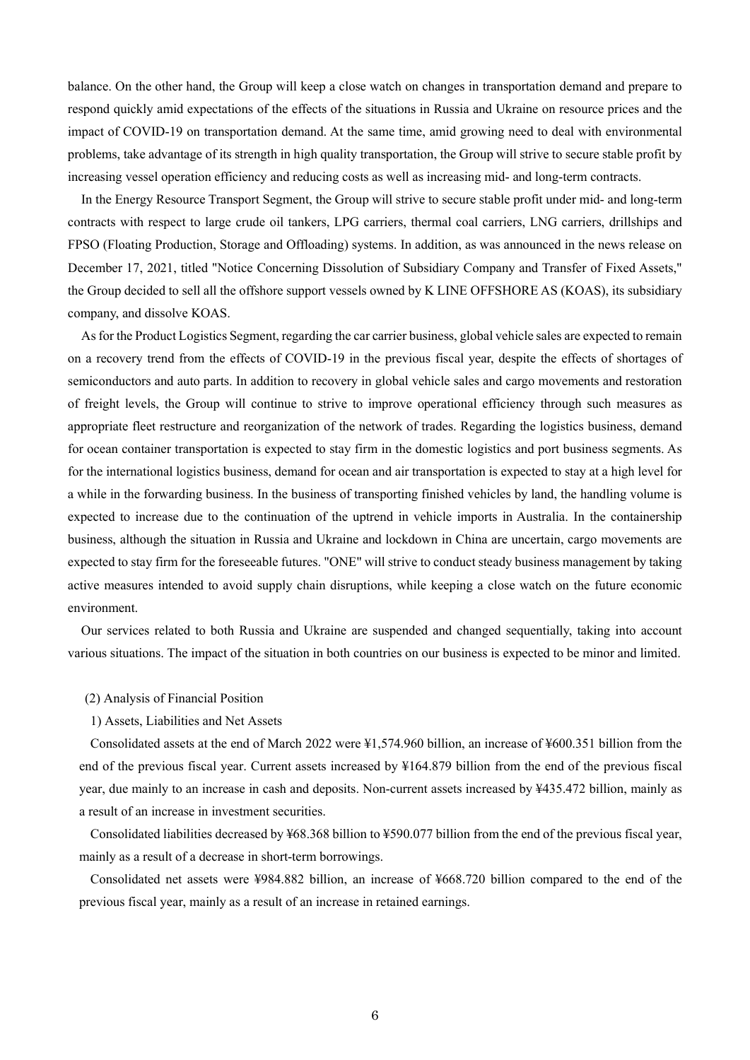balance. On the other hand, the Group will keep a close watch on changes in transportation demand and prepare to respond quickly amid expectations of the effects of the situations in Russia and Ukraine on resource prices and the impact of COVID-19 on transportation demand. At the same time, amid growing need to deal with environmental problems, take advantage of its strength in high quality transportation, the Group will strive to secure stable profit by increasing vessel operation efficiency and reducing costs as well as increasing mid- and long-term contracts.

In the Energy Resource Transport Segment, the Group will strive to secure stable profit under mid- and long-term contracts with respect to large crude oil tankers, LPG carriers, thermal coal carriers, LNG carriers, drillships and FPSO (Floating Production, Storage and Offloading) systems. In addition, as was announced in the news release on December 17, 2021, titled "Notice Concerning Dissolution of Subsidiary Company and Transfer of Fixed Assets," the Group decided to sell all the offshore support vessels owned by K LINE OFFSHORE AS (KOAS), its subsidiary company, and dissolve KOAS.

As for the Product Logistics Segment, regarding the car carrier business, global vehicle sales are expected to remain on a recovery trend from the effects of COVID-19 in the previous fiscal year, despite the effects of shortages of semiconductors and auto parts. In addition to recovery in global vehicle sales and cargo movements and restoration of freight levels, the Group will continue to strive to improve operational efficiency through such measures as appropriate fleet restructure and reorganization of the network of trades. Regarding the logistics business, demand for ocean container transportation is expected to stay firm in the domestic logistics and port business segments. As for the international logistics business, demand for ocean and air transportation is expected to stay at a high level for a while in the forwarding business. In the business of transporting finished vehicles by land, the handling volume is expected to increase due to the continuation of the uptrend in vehicle imports in Australia. In the containership business, although the situation in Russia and Ukraine and lockdown in China are uncertain, cargo movements are expected to stay firm for the foreseeable futures. "ONE" will strive to conduct steady business management by taking active measures intended to avoid supply chain disruptions, while keeping a close watch on the future economic environment.

Our services related to both Russia and Ukraine are suspended and changed sequentially, taking into account various situations. The impact of the situation in both countries on our business is expected to be minor and limited.

### (2) Analysis of Financial Position

#### 1) Assets, Liabilities and Net Assets

Consolidated assets at the end of March 2022 were ¥1,574.960 billion, an increase of ¥600.351 billion from the end of the previous fiscal year. Current assets increased by ¥164.879 billion from the end of the previous fiscal year, due mainly to an increase in cash and deposits. Non-current assets increased by ¥435.472 billion, mainly as a result of an increase in investment securities.

Consolidated liabilities decreased by ¥68.368 billion to ¥590.077 billion from the end of the previous fiscal year, mainly as a result of a decrease in short-term borrowings.

Consolidated net assets were ¥984.882 billion, an increase of ¥668.720 billion compared to the end of the previous fiscal year, mainly as a result of an increase in retained earnings.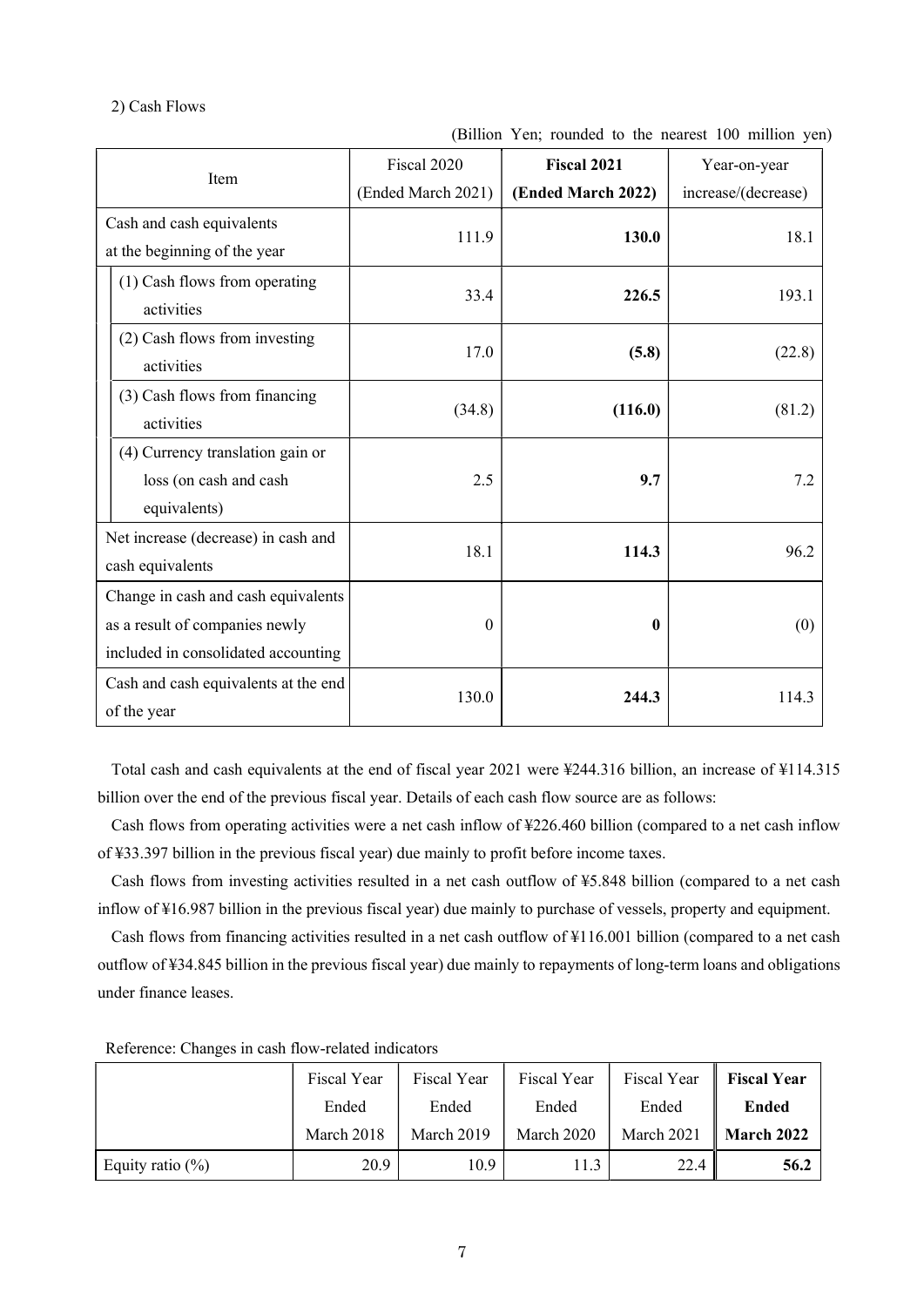2) Cash Flows

(Billion Yen; rounded to the nearest 100 million yen)

| Item | Fiscal 2020 (Ended March 2021) | **Fiscal 2021 (Ended March 2022)** | Year-on-year increase/(decrease) |
|---|---|---|---|
| Cash and cash equivalents at the beginning of the year | 111.9 | **130.0** | 18.1 |
| (1) Cash flows from operating activities | 33.4 | **226.5** | 193.1 |
| (2) Cash flows from investing activities | 17.0 | **(5.8)** | (22.8) |
| (3) Cash flows from financing activities | (34.8) | **(116.0)** | (81.2) |
| (4) Currency translation gain or loss (on cash and cash equivalents) | 2.5 | **9.7** | 7.2 |
| Net increase (decrease) in cash and cash equivalents | 18.1 | **114.3** | 96.2 |
| Change in cash and cash equivalents as a result of companies newly included in consolidated accounting | 0 | **0** | (0) |
| Cash and cash equivalents at the end of the year | 130.0 | **244.3** | 114.3 |

Total cash and cash equivalents at the end of fiscal year 2021 were ¥244.316 billion, an increase of ¥114.315 billion over the end of the previous fiscal year. Details of each cash flow source are as follows:

Cash flows from operating activities were a net cash inflow of ¥226.460 billion (compared to a net cash inflow of ¥33.397 billion in the previous fiscal year) due mainly to profit before income taxes.

Cash flows from investing activities resulted in a net cash outflow of ¥5.848 billion (compared to a net cash inflow of ¥16.987 billion in the previous fiscal year) due mainly to purchase of vessels, property and equipment.

Cash flows from financing activities resulted in a net cash outflow of ¥116.001 billion (compared to a net cash outflow of ¥34.845 billion in the previous fiscal year) due mainly to repayments of long-term loans and obligations under finance leases.

Reference: Changes in cash flow-related indicators

| | Fiscal Year Ended March 2018 | Fiscal Year Ended March 2019 | Fiscal Year Ended March 2020 | Fiscal Year Ended March 2021 | **Fiscal Year Ended March 2022** |
|---|---|---|---|---|---|
| Equity ratio (%) | 20.9 | 10.9 | 11.3 | 22.4 | **56.2** |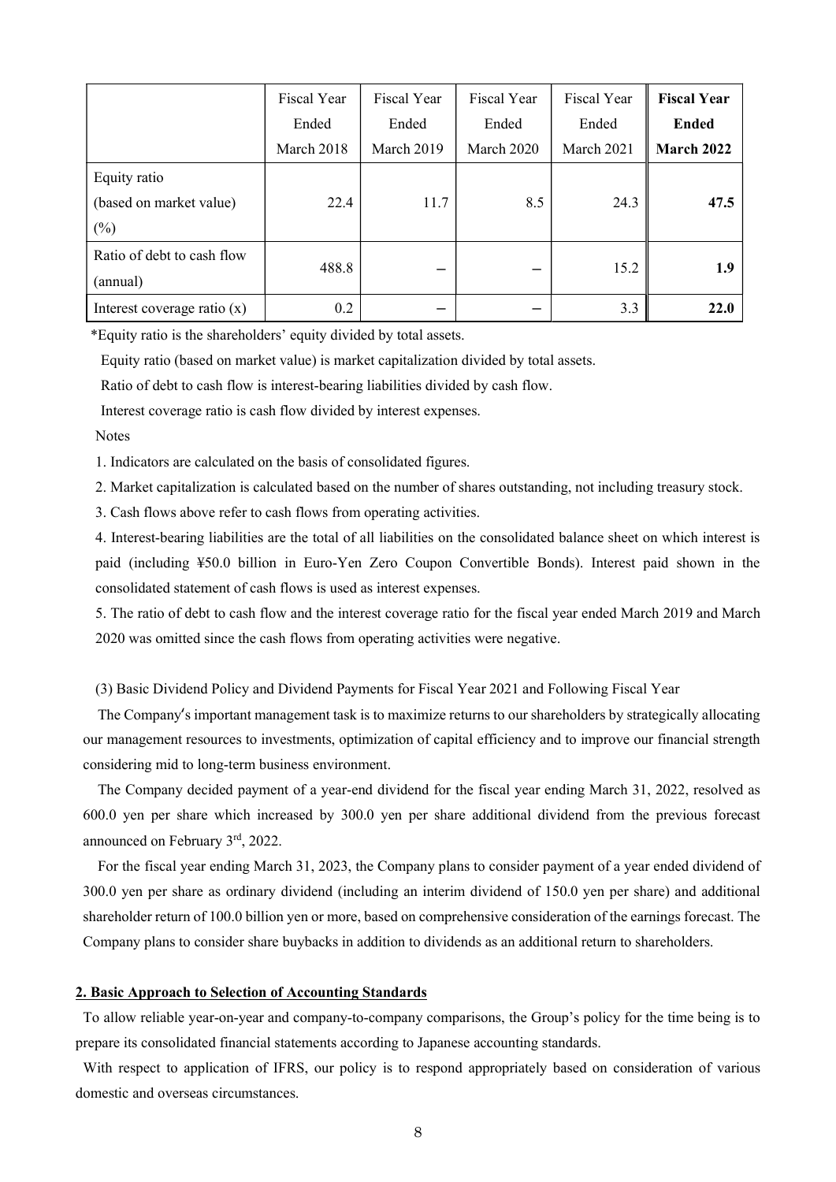| | Fiscal Year Ended March 2018 | Fiscal Year Ended March 2019 | Fiscal Year Ended March 2020 | Fiscal Year Ended March 2021 | **Fiscal Year Ended March 2022** |
|---|---|---|---|---|---|
| Equity ratio (based on market value) (%) | 22.4 | 11.7 | 8.5 | 24.3 | **47.5** |
| Ratio of debt to cash flow (annual) | 488.8 | – | – | 15.2 | **1.9** |
| Interest coverage ratio (x) | 0.2 | – | – | 3.3 | **22.0** |

*Equity ratio is the shareholders' equity divided by total assets.

Equity ratio (based on market value) is market capitalization divided by total assets.

Ratio of debt to cash flow is interest-bearing liabilities divided by cash flow.

Interest coverage ratio is cash flow divided by interest expenses.

Notes

1. Indicators are calculated on the basis of consolidated figures.
2. Market capitalization is calculated based on the number of shares outstanding, not including treasury stock.
3. Cash flows above refer to cash flows from operating activities.
4. Interest-bearing liabilities are the total of all liabilities on the consolidated balance sheet on which interest is paid (including ¥50.0 billion in Euro-Yen Zero Coupon Convertible Bonds). Interest paid shown in the consolidated statement of cash flows is used as interest expenses.
5. The ratio of debt to cash flow and the interest coverage ratio for the fiscal year ended March 2019 and March 2020 was omitted since the cash flows from operating activities were negative.

(3) Basic Dividend Policy and Dividend Payments for Fiscal Year 2021 and Following Fiscal Year

The Company's important management task is to maximize returns to our shareholders by strategically allocating our management resources to investments, optimization of capital efficiency and to improve our financial strength considering mid to long-term business environment.

The Company decided payment of a year-end dividend for the fiscal year ending March 31, 2022, resolved as 600.0 yen per share which increased by 300.0 yen per share additional dividend from the previous forecast announced on February 3rd, 2022.

For the fiscal year ending March 31, 2023, the Company plans to consider payment of a year ended dividend of 300.0 yen per share as ordinary dividend (including an interim dividend of 150.0 yen per share) and additional shareholder return of 100.0 billion yen or more, based on comprehensive consideration of the earnings forecast. The Company plans to consider share buybacks in addition to dividends as an additional return to shareholders.

## 2. Basic Approach to Selection of Accounting Standards

To allow reliable year-on-year and company-to-company comparisons, the Group's policy for the time being is to prepare its consolidated financial statements according to Japanese accounting standards.

With respect to application of IFRS, our policy is to respond appropriately based on consideration of various domestic and overseas circumstances.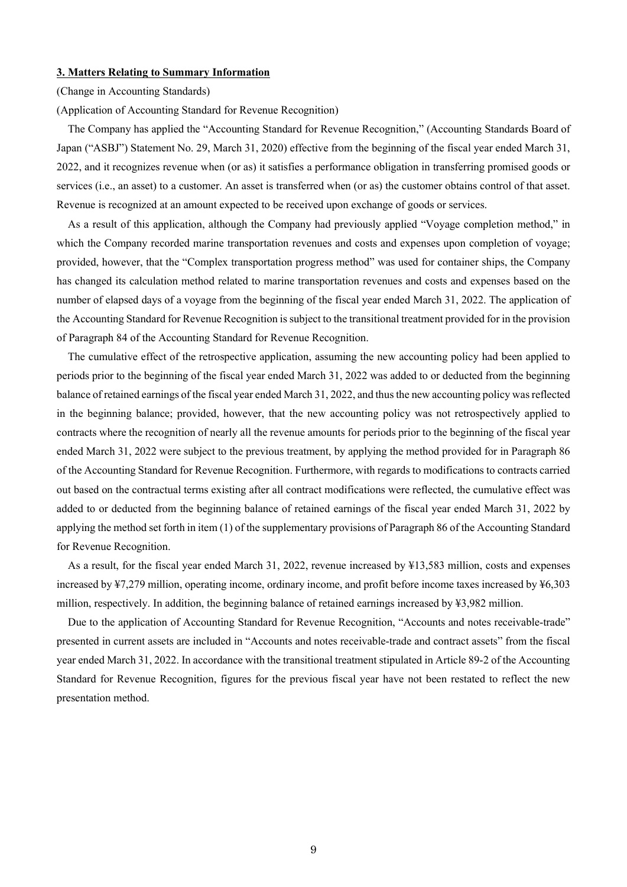## 3. Matters Relating to Summary Information

(Change in Accounting Standards)

(Application of Accounting Standard for Revenue Recognition)

The Company has applied the "Accounting Standard for Revenue Recognition," (Accounting Standards Board of Japan ("ASBJ") Statement No. 29, March 31, 2020) effective from the beginning of the fiscal year ended March 31, 2022, and it recognizes revenue when (or as) it satisfies a performance obligation in transferring promised goods or services (i.e., an asset) to a customer. An asset is transferred when (or as) the customer obtains control of that asset. Revenue is recognized at an amount expected to be received upon exchange of goods or services.

As a result of this application, although the Company had previously applied "Voyage completion method," in which the Company recorded marine transportation revenues and costs and expenses upon completion of voyage; provided, however, that the "Complex transportation progress method" was used for container ships, the Company has changed its calculation method related to marine transportation revenues and costs and expenses based on the number of elapsed days of a voyage from the beginning of the fiscal year ended March 31, 2022. The application of the Accounting Standard for Revenue Recognition is subject to the transitional treatment provided for in the provision of Paragraph 84 of the Accounting Standard for Revenue Recognition.

The cumulative effect of the retrospective application, assuming the new accounting policy had been applied to periods prior to the beginning of the fiscal year ended March 31, 2022 was added to or deducted from the beginning balance of retained earnings of the fiscal year ended March 31, 2022, and thus the new accounting policy was reflected in the beginning balance; provided, however, that the new accounting policy was not retrospectively applied to contracts where the recognition of nearly all the revenue amounts for periods prior to the beginning of the fiscal year ended March 31, 2022 were subject to the previous treatment, by applying the method provided for in Paragraph 86 of the Accounting Standard for Revenue Recognition. Furthermore, with regards to modifications to contracts carried out based on the contractual terms existing after all contract modifications were reflected, the cumulative effect was added to or deducted from the beginning balance of retained earnings of the fiscal year ended March 31, 2022 by applying the method set forth in item (1) of the supplementary provisions of Paragraph 86 of the Accounting Standard for Revenue Recognition.

As a result, for the fiscal year ended March 31, 2022, revenue increased by ¥13,583 million, costs and expenses increased by ¥7,279 million, operating income, ordinary income, and profit before income taxes increased by ¥6,303 million, respectively. In addition, the beginning balance of retained earnings increased by ¥3,982 million.

Due to the application of Accounting Standard for Revenue Recognition, "Accounts and notes receivable-trade" presented in current assets are included in "Accounts and notes receivable-trade and contract assets" from the fiscal year ended March 31, 2022. In accordance with the transitional treatment stipulated in Article 89-2 of the Accounting Standard for Revenue Recognition, figures for the previous fiscal year have not been restated to reflect the new presentation method.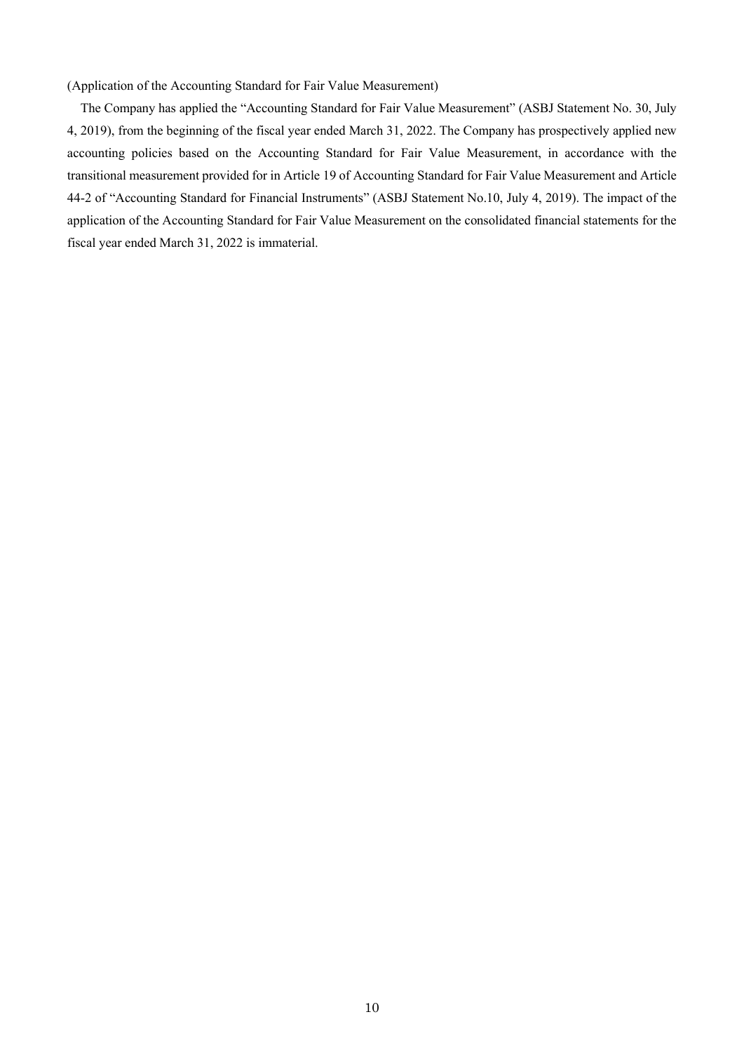(Application of the Accounting Standard for Fair Value Measurement)

The Company has applied the "Accounting Standard for Fair Value Measurement" (ASBJ Statement No. 30, July 4, 2019), from the beginning of the fiscal year ended March 31, 2022. The Company has prospectively applied new accounting policies based on the Accounting Standard for Fair Value Measurement, in accordance with the transitional measurement provided for in Article 19 of Accounting Standard for Fair Value Measurement and Article 44-2 of "Accounting Standard for Financial Instruments" (ASBJ Statement No.10, July 4, 2019). The impact of the application of the Accounting Standard for Fair Value Measurement on the consolidated financial statements for the fiscal year ended March 31, 2022 is immaterial.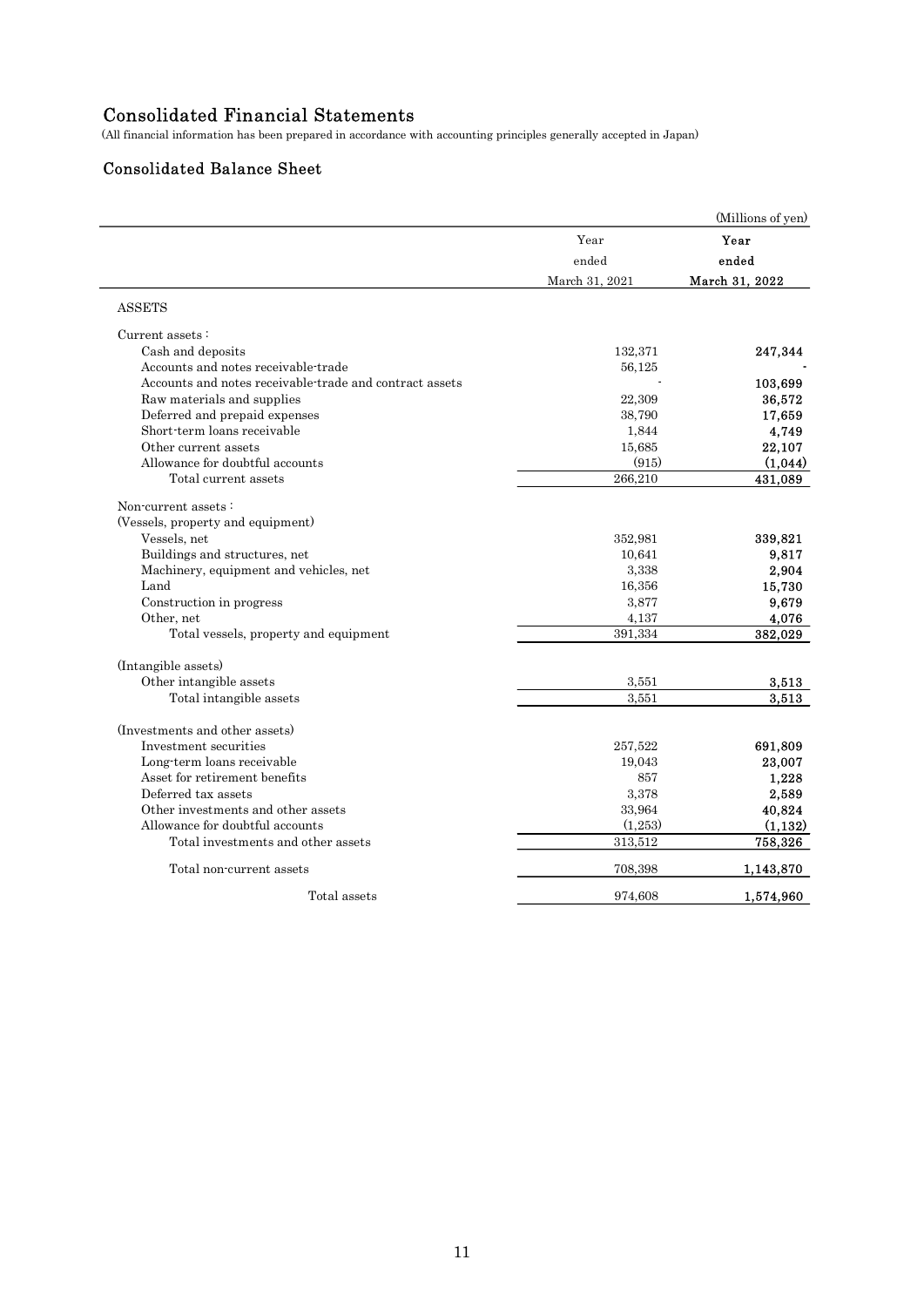# Consolidated Financial Statements

(All financial information has been prepared in accordance with accounting principles generally accepted in Japan)

## Consolidated Balance Sheet

(Millions of yen)

| | Year ended March 31, 2021 | **Year ended March 31, 2022** |
|---|---|---|
| ASSETS | | |
| Current assets : | | |
| Cash and deposits | 132,371 | **247,344** |
| Accounts and notes receivable-trade | 56,125 | **-** |
| Accounts and notes receivable-trade and contract assets | - | **103,699** |
| Raw materials and supplies | 22,309 | **36,572** |
| Deferred and prepaid expenses | 38,790 | **17,659** |
| Short-term loans receivable | 1,844 | **4,749** |
| Other current assets | 15,685 | **22,107** |
| Allowance for doubtful accounts | (915) | **(1,044)** |
| Total current assets | 266,210 | **431,089** |
| Non-current assets : | | |
| (Vessels, property and equipment) | | |
| Vessels, net | 352,981 | **339,821** |
| Buildings and structures, net | 10,641 | **9,817** |
| Machinery, equipment and vehicles, net | 3,338 | **2,904** |
| Land | 16,356 | **15,730** |
| Construction in progress | 3,877 | **9,679** |
| Other, net | 4,137 | **4,076** |
| Total vessels, property and equipment | 391,334 | **382,029** |
| (Intangible assets) | | |
| Other intangible assets | 3,551 | **3,513** |
| Total intangible assets | 3,551 | **3,513** |
| (Investments and other assets) | | |
| Investment securities | 257,522 | **691,809** |
| Long-term loans receivable | 19,043 | **23,007** |
| Asset for retirement benefits | 857 | **1,228** |
| Deferred tax assets | 3,378 | **2,589** |
| Other investments and other assets | 33,964 | **40,824** |
| Allowance for doubtful accounts | (1,253) | **(1,132)** |
| Total investments and other assets | 313,512 | **758,326** |
| Total non-current assets | 708,398 | **1,143,870** |
| Total assets | 974,608 | **1,574,960** |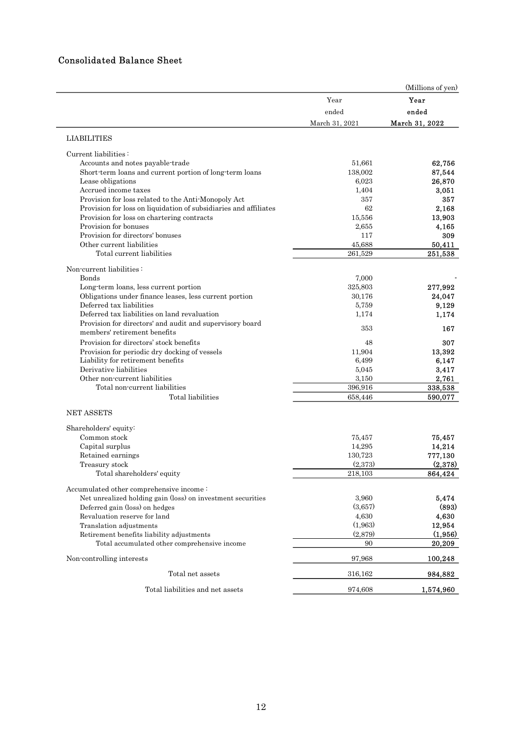## Consolidated Balance Sheet

(Millions of yen)

| | Year ended March 31, 2021 | Year ended March 31, 2022 |
|---|---|---|
| LIABILITIES | | |
| Current liabilities : | | |
| Accounts and notes payable-trade | 51,661 | 62,756 |
| Short-term loans and current portion of long-term loans | 138,002 | 87,544 |
| Lease obligations | 6,023 | 26,870 |
| Accrued income taxes | 1,404 | 3,051 |
| Provision for loss related to the Anti-Monopoly Act | 357 | 357 |
| Provision for loss on liquidation of subsidiaries and affiliates | 62 | 2,168 |
| Provision for loss on chartering contracts | 15,556 | 13,903 |
| Provision for bonuses | 2,655 | 4,165 |
| Provision for directors' bonuses | 117 | 309 |
| Other current liabilities | 45,688 | 50,411 |
| Total current liabilities | 261,529 | 251,538 |
| Non-current liabilities : | | |
| Bonds | 7,000 | - |
| Long-term loans, less current portion | 325,803 | 277,992 |
| Obligations under finance leases, less current portion | 30,176 | 24,047 |
| Deferred tax liabilities | 5,759 | 9,129 |
| Deferred tax liabilities on land revaluation | 1,174 | 1,174 |
| Provision for directors' and audit and supervisory board members' retirement benefits | 353 | 167 |
| Provision for directors' stock benefits | 48 | 307 |
| Provision for periodic dry docking of vessels | 11,904 | 13,392 |
| Liability for retirement benefits | 6,499 | 6,147 |
| Derivative liabilities | 5,045 | 3,417 |
| Other non-current liabilities | 3,150 | 2,761 |
| Total non-current liabilities | 396,916 | 338,538 |
| Total liabilities | 658,446 | 590,077 |
| NET ASSETS | | |
| Shareholders' equity: | | |
| Common stock | 75,457 | 75,457 |
| Capital surplus | 14,295 | 14,214 |
| Retained earnings | 130,723 | 777,130 |
| Treasury stock | (2,373) | (2,378) |
| Total shareholders' equity | 218,103 | 864,424 |
| Accumulated other comprehensive income : | | |
| Net unrealized holding gain (loss) on investment securities | 3,960 | 5,474 |
| Deferred gain (loss) on hedges | (3,657) | (893) |
| Revaluation reserve for land | 4,630 | 4,630 |
| Translation adjustments | (1,963) | 12,954 |
| Retirement benefits liability adjustments | (2,879) | (1,956) |
| Total accumulated other comprehensive income | 90 | 20,209 |
| Non-controlling interests | 97,968 | 100,248 |
| Total net assets | 316,162 | 984,882 |
| Total liabilities and net assets | 974,608 | 1,574,960 |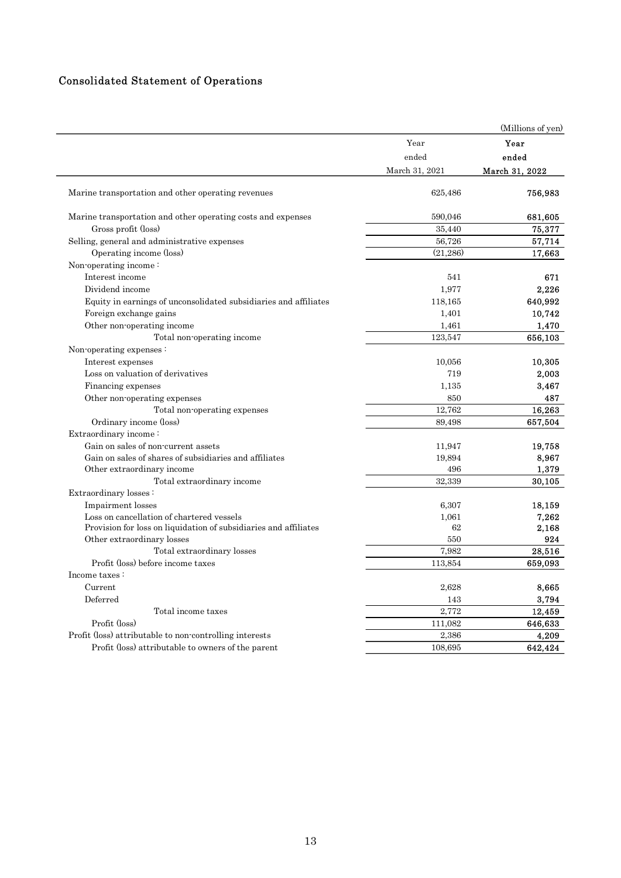## Consolidated Statement of Operations

(Millions of yen)

| | Year ended March 31, 2021 | Year ended March 31, 2022 |
|---|---|---|
| Marine transportation and other operating revenues | 625,486 | 756,983 |
| Marine transportation and other operating costs and expenses | 590,046 | 681,605 |
| Gross profit (loss) | 35,440 | 75,377 |
| Selling, general and administrative expenses | 56,726 | 57,714 |
| Operating income (loss) | (21,286) | 17,663 |
| Non-operating income : | | |
| Interest income | 541 | 671 |
| Dividend income | 1,977 | 2,226 |
| Equity in earnings of unconsolidated subsidiaries and affiliates | 118,165 | 640,992 |
| Foreign exchange gains | 1,401 | 10,742 |
| Other non-operating income | 1,461 | 1,470 |
| Total non-operating income | 123,547 | 656,103 |
| Non-operating expenses : | | |
| Interest expenses | 10,056 | 10,305 |
| Loss on valuation of derivatives | 719 | 2,003 |
| Financing expenses | 1,135 | 3,467 |
| Other non-operating expenses | 850 | 487 |
| Total non-operating expenses | 12,762 | 16,263 |
| Ordinary income (loss) | 89,498 | 657,504 |
| Extraordinary income : | | |
| Gain on sales of non-current assets | 11,947 | 19,758 |
| Gain on sales of shares of subsidiaries and affiliates | 19,894 | 8,967 |
| Other extraordinary income | 496 | 1,379 |
| Total extraordinary income | 32,339 | 30,105 |
| Extraordinary losses : | | |
| Impairment losses | 6,307 | 18,159 |
| Loss on cancellation of chartered vessels | 1,061 | 7,262 |
| Provision for loss on liquidation of subsidiaries and affiliates | 62 | 2,168 |
| Other extraordinary losses | 550 | 924 |
| Total extraordinary losses | 7,982 | 28,516 |
| Profit (loss) before income taxes | 113,854 | 659,093 |
| Income taxes : | | |
| Current | 2,628 | 8,665 |
| Deferred | 143 | 3,794 |
| Total income taxes | 2,772 | 12,459 |
| Profit (loss) | 111,082 | 646,633 |
| Profit (loss) attributable to non-controlling interests | 2,386 | 4,209 |
| Profit (loss) attributable to owners of the parent | 108,695 | 642,424 |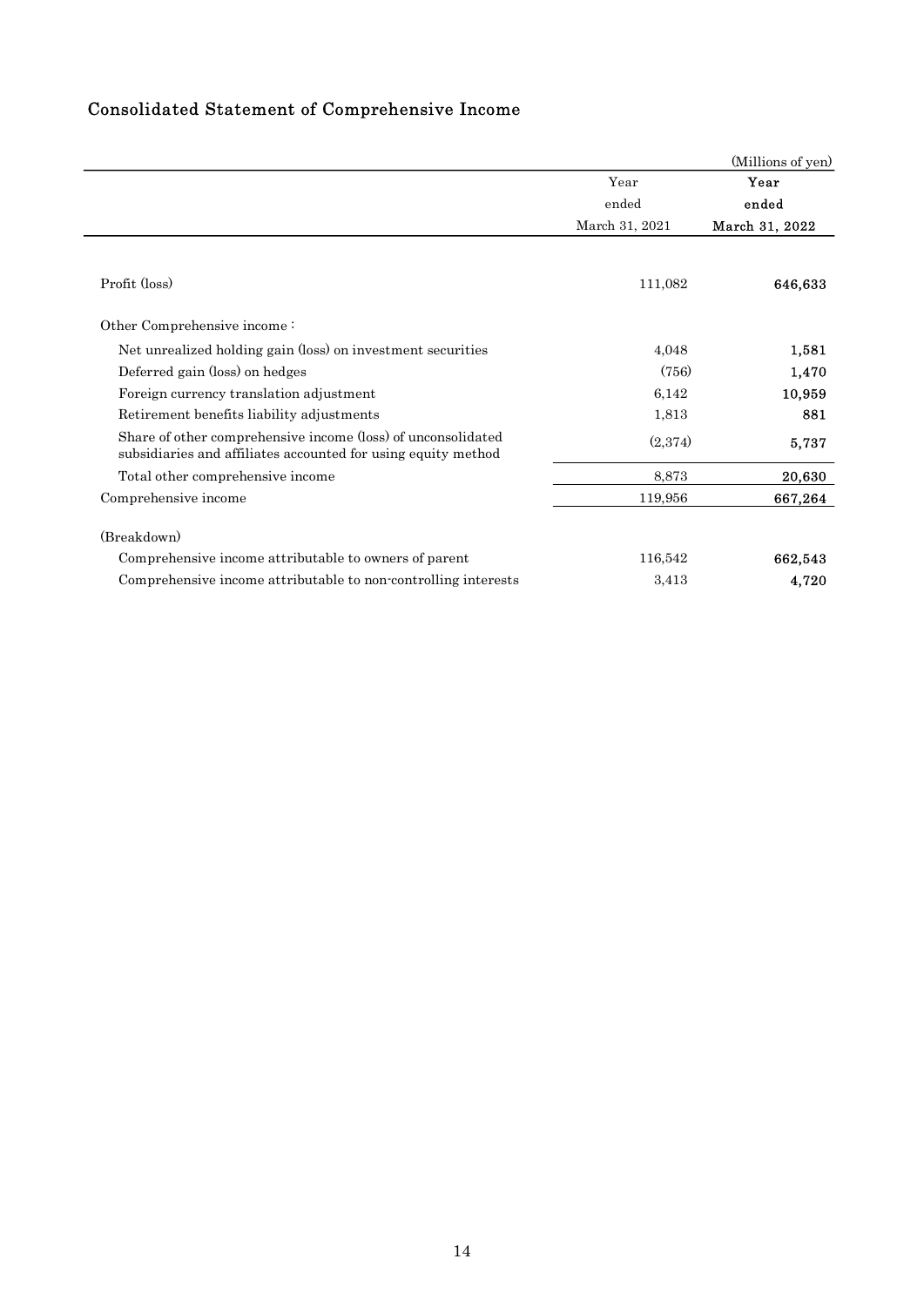## Consolidated Statement of Comprehensive Income

| | (Millions of yen) | |
|---|---|---|
| | Year ended March 31, 2021 | **Year ended March 31, 2022** |
| Profit (loss) | 111,082 | **646,633** |
| Other Comprehensive income : | | |
| Net unrealized holding gain (loss) on investment securities | 4,048 | **1,581** |
| Deferred gain (loss) on hedges | (756) | **1,470** |
| Foreign currency translation adjustment | 6,142 | **10,959** |
| Retirement benefits liability adjustments | 1,813 | **881** |
| Share of other comprehensive income (loss) of unconsolidated subsidiaries and affiliates accounted for using equity method | (2,374) | **5,737** |
| Total other comprehensive income | 8,873 | **20,630** |
| Comprehensive income | 119,956 | **667,264** |
| (Breakdown) | | |
| Comprehensive income attributable to owners of parent | 116,542 | **662,543** |
| Comprehensive income attributable to non-controlling interests | 3,413 | **4,720** |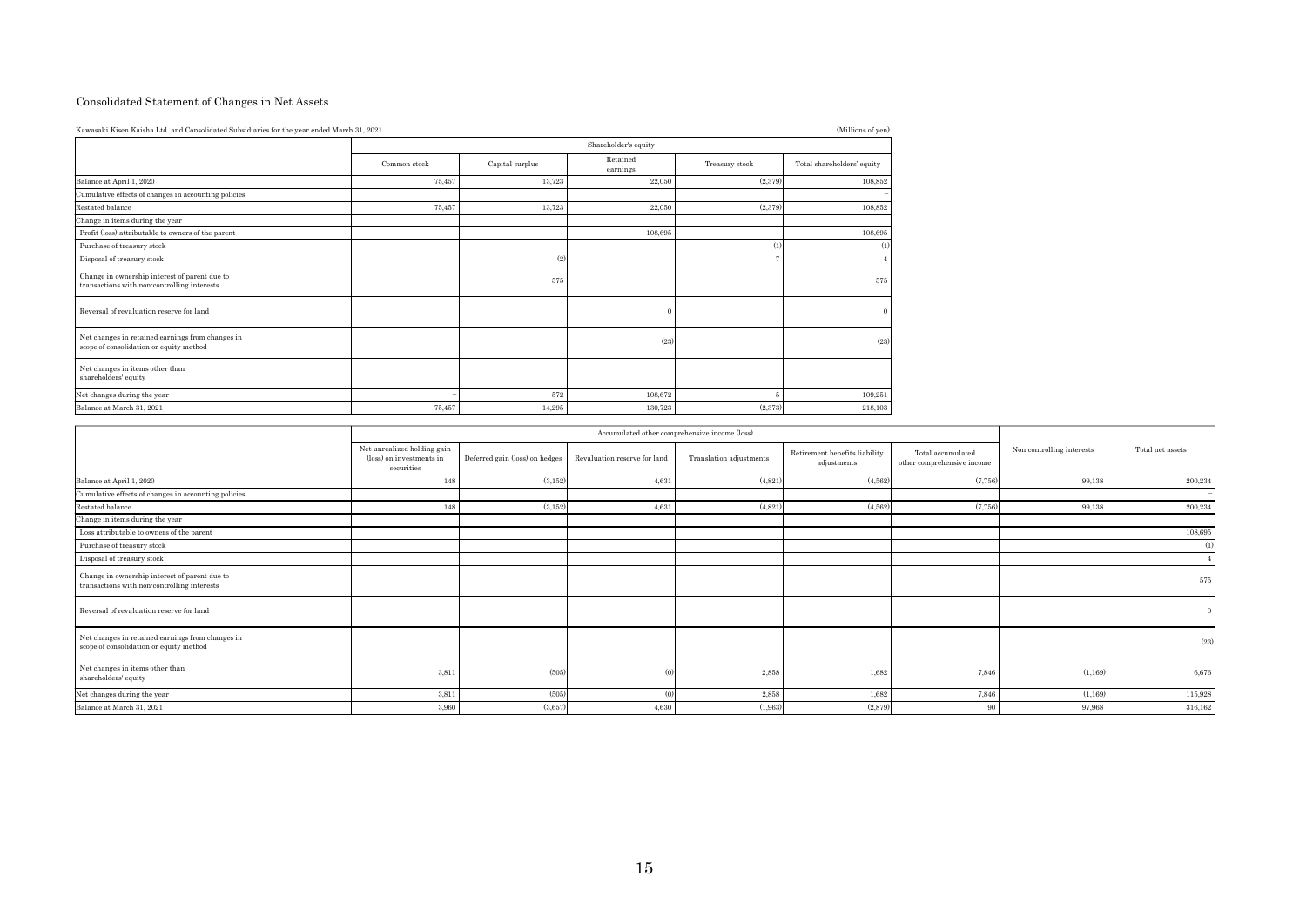## Consolidated Statement of Changes in Net Assets

Kawasaki Kisen Kaisha Ltd. and Consolidated Subsidiaries for the year ended March 31, 2021

(Millions of yen)

| | Shareholder's equity | | | | |
|---|---|---|---|---|---|
| | Common stock | Capital surplus | Retained earnings | Treasury stock | Total shareholders' equity |
| Balance at April 1, 2020 | 75,457 | 13,723 | 22,050 | (2,379) | 108,852 |
| Cumulative effects of changes in accounting policies | | | | | − |
| Restated balance | 75,457 | 13,723 | 22,050 | (2,379) | 108,852 |
| Change in items during the year | | | | | |
| Profit (loss) attributable to owners of the parent | | | 108,695 | | 108,695 |
| Purchase of treasury stock | | | | (1) | (1) |
| Disposal of treasury stock | | (2) | | 7 | 4 |
| Change in ownership interest of parent due to transactions with non-controlling interests | | 575 | | | 575 |
| Reversal of revaluation reserve for land | | | 0 | | 0 |
| Net changes in retained earnings from changes in scope of consolidation or equity method | | | (23) | | (23) |
| Net changes in items other than shareholders' equity | | | | | |
| Net changes during the year | − | 572 | 108,672 | 5 | 109,251 |
| Balance at March 31, 2021 | 75,457 | 14,295 | 130,723 | (2,373) | 218,103 |

| | Accumulated other comprehensive income (loss) | | | | | | Non-controlling interests | Total net assets |
|---|---|---|---|---|---|---|---|---|
| | Net unrealized holding gain (loss) on investments in securities | Deferred gain (loss) on hedges | Revaluation reserve for land | Translation adjustments | Retirement benefits liability adjustments | Total accumulated other comprehensive income | | |
| Balance at April 1, 2020 | 148 | (3,152) | 4,631 | (4,821) | (4,562) | (7,756) | 99,138 | 200,234 |
| Cumulative effects of changes in accounting policies | | | | | | | | − |
| Restated balance | 148 | (3,152) | 4,631 | (4,821) | (4,562) | (7,756) | 99,138 | 200,234 |
| Change in items during the year | | | | | | | | |
| Loss attributable to owners of the parent | | | | | | | | 108,695 |
| Purchase of treasury stock | | | | | | | | (1) |
| Disposal of treasury stock | | | | | | | | 4 |
| Change in ownership interest of parent due to transactions with non-controlling interests | | | | | | | | 575 |
| Reversal of revaluation reserve for land | | | | | | | | 0 |
| Net changes in retained earnings from changes in scope of consolidation or equity method | | | | | | | | (23) |
| Net changes in items other than shareholders' equity | 3,811 | (505) | (0) | 2,858 | 1,682 | 7,846 | (1,169) | 6,676 |
| Net changes during the year | 3,811 | (505) | (0) | 2,858 | 1,682 | 7,846 | (1,169) | 115,928 |
| Balance at March 31, 2021 | 3,960 | (3,657) | 4,630 | (1,963) | (2,879) | 90 | 97,968 | 316,162 |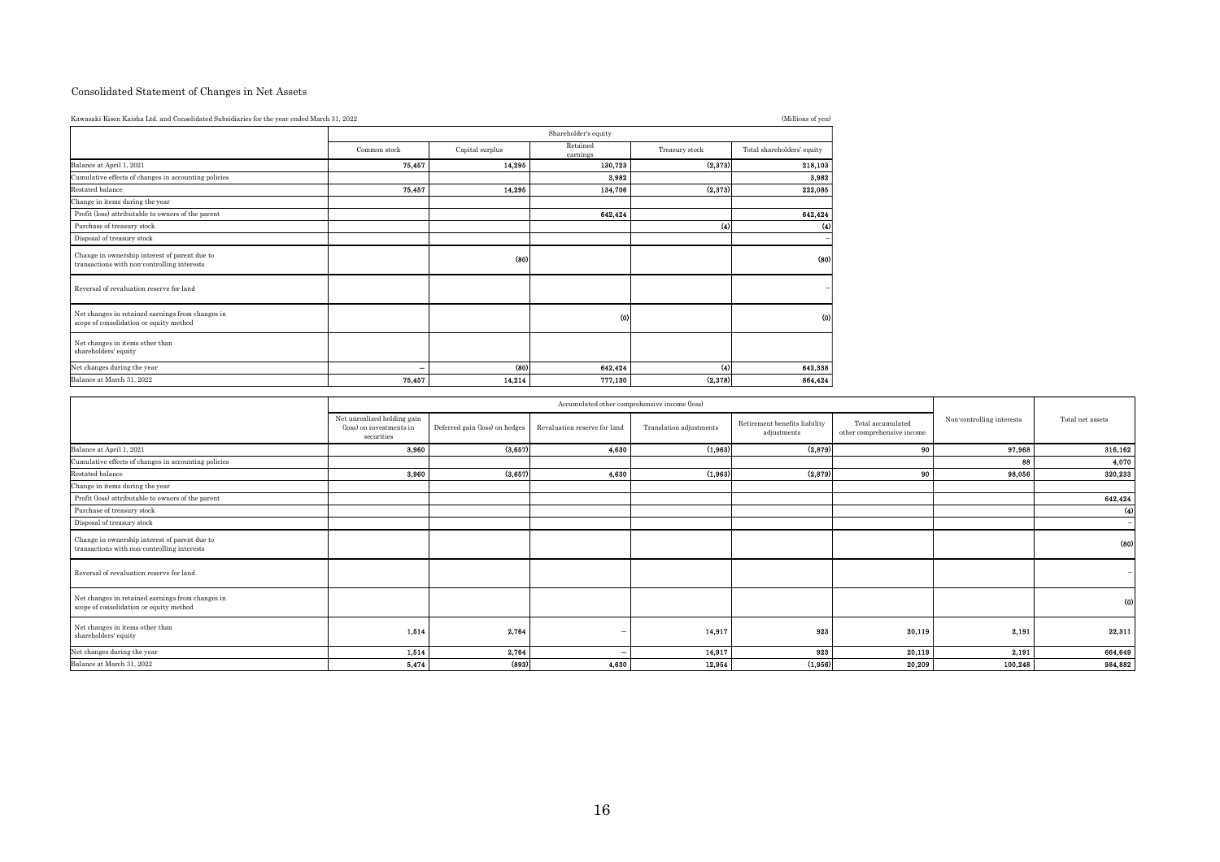# Consolidated Statement of Changes in Net Assets

Kawasaki Kisen Kaisha Ltd. and Consolidated Subsidiaries for the year ended March 31, 2022

(Millions of yen)

| | Shareholder's equity | | | | |
|---|---|---|---|---|---|
| | Common stock | Capital surplus | Retained earnings | Treasury stock | Total shareholders' equity |
| Balance at April 1, 2021 | 75,457 | 14,295 | 130,723 | (2,373) | 218,103 |
| Cumulative effects of changes in accounting policies | | | 3,982 | | 3,982 |
| Restated balance | 75,457 | 14,295 | 134,706 | (2,373) | 222,085 |
| Change in items during the year | | | | | |
| Profit (loss) attributable to owners of the parent | | | 642,424 | | 642,424 |
| Purchase of treasury stock | | | | (4) | (4) |
| Disposal of treasury stock | | | | | − |
| Change in ownership interest of parent due to transactions with non-controlling interests | | (80) | | | (80) |
| Reversal of revaluation reserve for land | | | | | − |
| Net changes in retained earnings from changes in scope of consolidation or equity method | | | (0) | | (0) |
| Net changes in items other than shareholders' equity | | | | | |
| Net changes during the year | − | (80) | 642,424 | (4) | 642,338 |
| Balance at March 31, 2022 | 75,457 | 14,214 | 777,130 | (2,378) | 864,424 |

| | Accumulated other comprehensive income (loss) | | | | | | Non-controlling interests | Total net assets |
|---|---|---|---|---|---|---|---|---|
| | Net unrealized holding gain (loss) on investments in securities | Deferred gain (loss) on hedges | Revaluation reserve for land | Translation adjustments | Retirement benefits liability adjustments | Total accumulated other comprehensive income | | |
| Balance at April 1, 2021 | 3,960 | (3,657) | 4,630 | (1,963) | (2,879) | 90 | 97,968 | 316,162 |
| Cumulative effects of changes in accounting policies | | | | | | | 88 | 4,070 |
| Restated balance | 3,960 | (3,657) | 4,630 | (1,963) | (2,879) | 90 | 98,056 | 320,233 |
| Change in items during the year | | | | | | | | |
| Profit (loss) attributable to owners of the parent | | | | | | | | 642,424 |
| Purchase of treasury stock | | | | | | | | (4) |
| Disposal of treasury stock | | | | | | | | − |
| Change in ownership interest of parent due to transactions with non-controlling interests | | | | | | | | (80) |
| Reversal of revaluation reserve for land | | | | | | | | − |
| Net changes in retained earnings from changes in scope of consolidation or equity method | | | | | | | | (0) |
| Net changes in items other than shareholders' equity | 1,514 | 2,764 | − | 14,917 | 923 | 20,119 | 2,191 | 22,311 |
| Net changes during the year | 1,514 | 2,764 | − | 14,917 | 923 | 20,119 | 2,191 | 664,649 |
| Balance at March 31, 2022 | 5,474 | (893) | 4,630 | 12,954 | (1,956) | 20,209 | 100,248 | 984,882 |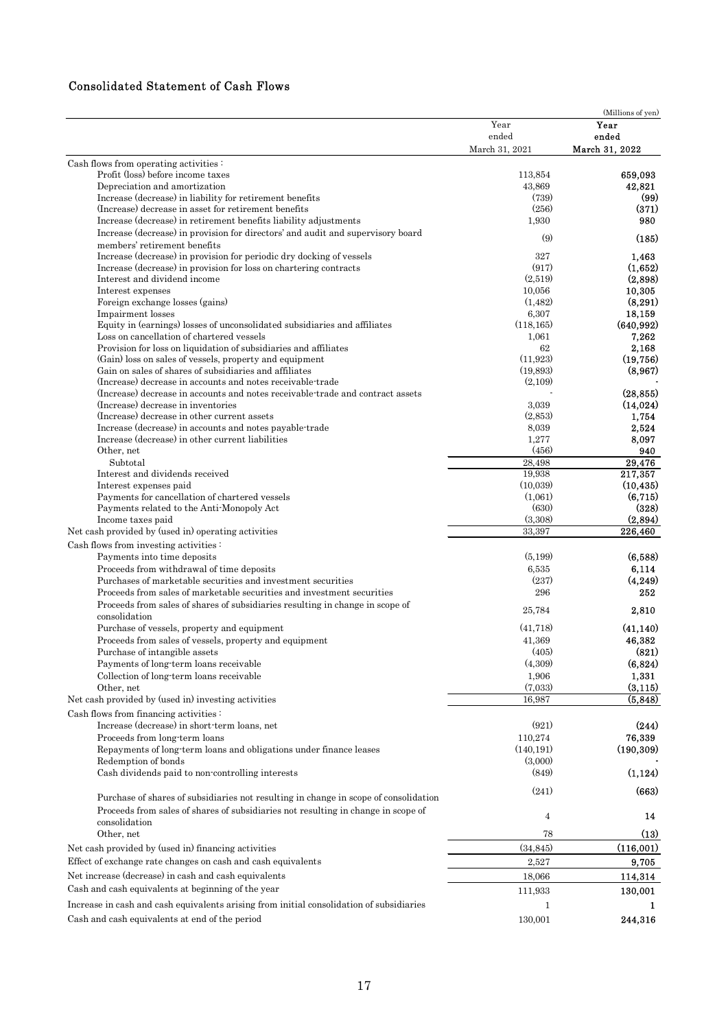## Consolidated Statement of Cash Flows

(Millions of yen)

| | Year ended March 31, 2021 | Year ended March 31, 2022 |
|---|---|---|
| Cash flows from operating activities : | | |
| Profit (loss) before income taxes | 113,854 | 659,093 |
| Depreciation and amortization | 43,869 | 42,821 |
| Increase (decrease) in liability for retirement benefits | (739) | (99) |
| (Increase) decrease in asset for retirement benefits | (256) | (371) |
| Increase (decrease) in retirement benefits liability adjustments | 1,930 | 980 |
| Increase (decrease) in provision for directors' and audit and supervisory board members' retirement benefits | (9) | (185) |
| Increase (decrease) in provision for periodic dry docking of vessels | 327 | 1,463 |
| Increase (decrease) in provision for loss on chartering contracts | (917) | (1,652) |
| Interest and dividend income | (2,519) | (2,898) |
| Interest expenses | 10,056 | 10,305 |
| Foreign exchange losses (gains) | (1,482) | (8,291) |
| Impairment losses | 6,307 | 18,159 |
| Equity in (earnings) losses of unconsolidated subsidiaries and affiliates | (118,165) | (640,992) |
| Loss on cancellation of chartered vessels | 1,061 | 7,262 |
| Provision for loss on liquidation of subsidiaries and affiliates | 62 | 2,168 |
| (Gain) loss on sales of vessels, property and equipment | (11,923) | (19,756) |
| Gain on sales of shares of subsidiaries and affiliates | (19,893) | (8,967) |
| (Increase) decrease in accounts and notes receivable-trade | (2,109) | - |
| (Increase) decrease in accounts and notes receivable-trade and contract assets | - | (28,855) |
| (Increase) decrease in inventories | 3,039 | (14,024) |
| (Increase) decrease in other current assets | (2,853) | 1,754 |
| Increase (decrease) in accounts and notes payable-trade | 8,039 | 2,524 |
| Increase (decrease) in other current liabilities | 1,277 | 8,097 |
| Other, net | (456) | 940 |
| Subtotal | 28,498 | 29,476 |
| Interest and dividends received | 19,938 | 217,357 |
| Interest expenses paid | (10,039) | (10,435) |
| Payments for cancellation of chartered vessels | (1,061) | (6,715) |
| Payments related to the Anti-Monopoly Act | (630) | (328) |
| Income taxes paid | (3,308) | (2,894) |
| Net cash provided by (used in) operating activities | 33,397 | 226,460 |
| Cash flows from investing activities : | | |
| Payments into time deposits | (5,199) | (6,588) |
| Proceeds from withdrawal of time deposits | 6,535 | 6,114 |
| Purchases of marketable securities and investment securities | (237) | (4,249) |
| Proceeds from sales of marketable securities and investment securities | 296 | 252 |
| Proceeds from sales of shares of subsidiaries resulting in change in scope of consolidation | 25,784 | 2,810 |
| Purchase of vessels, property and equipment | (41,718) | (41,140) |
| Proceeds from sales of vessels, property and equipment | 41,369 | 46,382 |
| Purchase of intangible assets | (405) | (821) |
| Payments of long-term loans receivable | (4,309) | (6,824) |
| Collection of long-term loans receivable | 1,906 | 1,331 |
| Other, net | (7,033) | (3,115) |
| Net cash provided by (used in) investing activities | 16,987 | (5,848) |
| Cash flows from financing activities : | | |
| Increase (decrease) in short-term loans, net | (921) | (244) |
| Proceeds from long-term loans | 110,274 | 76,339 |
| Repayments of long-term loans and obligations under finance leases | (140,191) | (190,309) |
| Redemption of bonds | (3,000) | - |
| Cash dividends paid to non-controlling interests | (849) | (1,124) |
| Purchase of shares of subsidiaries not resulting in change in scope of consolidation | (241) | (663) |
| Proceeds from sales of shares of subsidiaries not resulting in change in scope of consolidation | 4 | 14 |
| Other, net | 78 | (13) |
| Net cash provided by (used in) financing activities | (34,845) | (116,001) |
| Effect of exchange rate changes on cash and cash equivalents | 2,527 | 9,705 |
| Net increase (decrease) in cash and cash equivalents | 18,066 | 114,314 |
| Cash and cash equivalents at beginning of the year | 111,933 | 130,001 |
| Increase in cash and cash equivalents arising from initial consolidation of subsidiaries | 1 | 1 |
| Cash and cash equivalents at end of the period | 130,001 | 244,316 |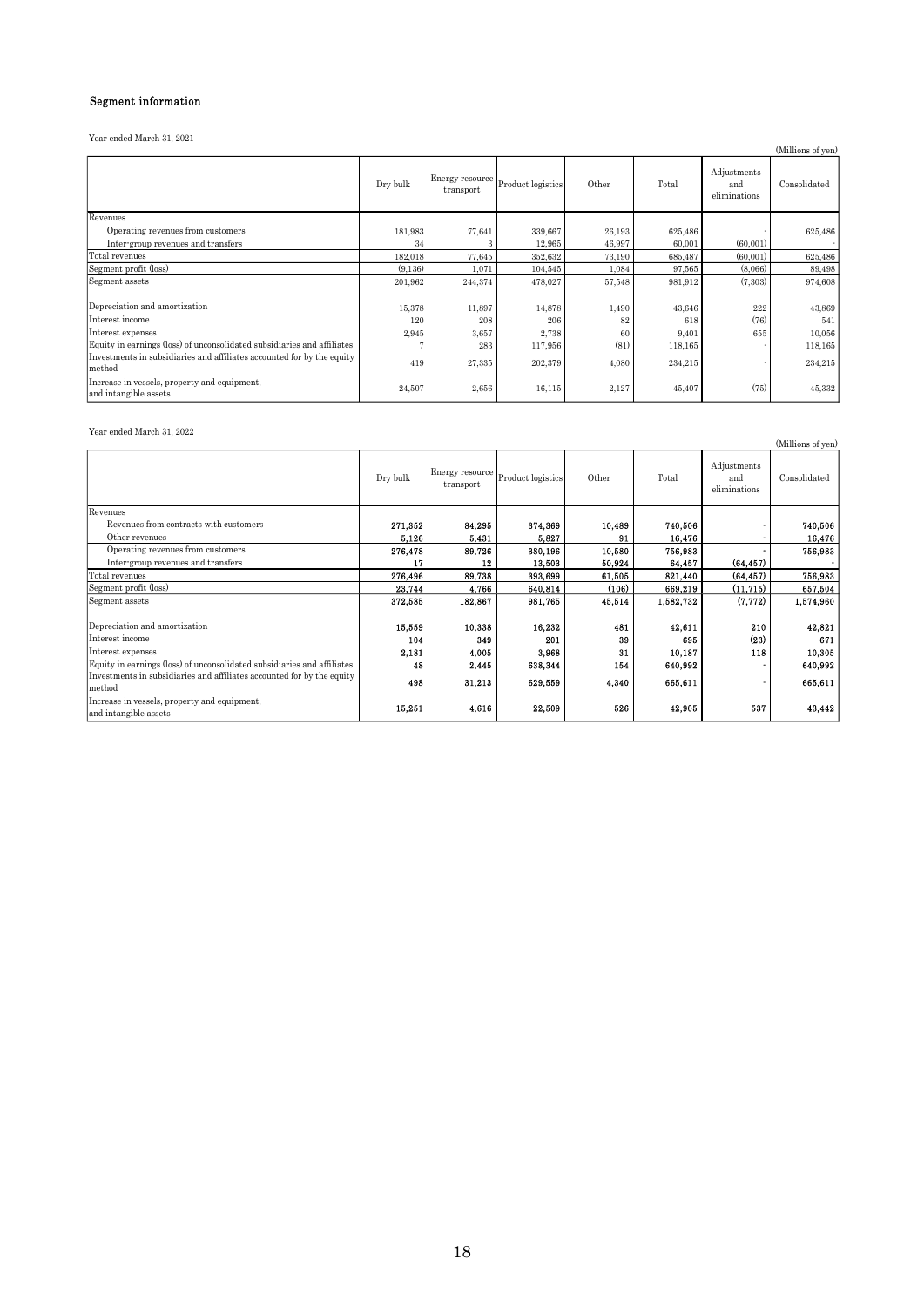## Segment information

Year ended March 31, 2021

(Millions of yen)

| | Dry bulk | Energy resource transport | Product logistics | Other | Total | Adjustments and eliminations | Consolidated |
|---|---|---|---|---|---|---|---|
| Revenues | | | | | | | |
| Operating revenues from customers | 181,983 | 77,641 | 339,667 | 26,193 | 625,486 | - | 625,486 |
| Inter-group revenues and transfers | 34 | 3 | 12,965 | 46,997 | 60,001 | (60,001) | - |
| Total revenues | 182,018 | 77,645 | 352,632 | 73,190 | 685,487 | (60,001) | 625,486 |
| Segment profit (loss) | (9,136) | 1,071 | 104,545 | 1,084 | 97,565 | (8,066) | 89,498 |
| Segment assets | 201,962 | 244,374 | 478,027 | 57,548 | 981,912 | (7,303) | 974,608 |
| Depreciation and amortization | 15,378 | 11,897 | 14,878 | 1,490 | 43,646 | 222 | 43,869 |
| Interest income | 120 | 208 | 206 | 82 | 618 | (76) | 541 |
| Interest expenses | 2,945 | 3,657 | 2,738 | 60 | 9,401 | 655 | 10,056 |
| Equity in earnings (loss) of unconsolidated subsidiaries and affiliates | 7 | 283 | 117,956 | (81) | 118,165 | - | 118,165 |
| Investments in subsidiaries and affiliates accounted for by the equity method | 419 | 27,335 | 202,379 | 4,080 | 234,215 | - | 234,215 |
| Increase in vessels, property and equipment, and intangible assets | 24,507 | 2,656 | 16,115 | 2,127 | 45,407 | (75) | 45,332 |

Year ended March 31, 2022

(Millions of yen)

| | Dry bulk | Energy resource transport | Product logistics | Other | Total | Adjustments and eliminations | Consolidated |
|---|---|---|---|---|---|---|---|
| Revenues | | | | | | | |
| Revenues from contracts with customers | 271,352 | 84,295 | 374,369 | 10,489 | 740,506 | - | 740,506 |
| Other revenues | 5,126 | 5,431 | 5,827 | 91 | 16,476 | - | 16,476 |
| Operating revenues from customers | 276,478 | 89,726 | 380,196 | 10,580 | 756,983 | - | 756,983 |
| Inter-group revenues and transfers | 17 | 12 | 13,503 | 50,924 | 64,457 | (64,457) | - |
| Total revenues | 276,496 | 89,738 | 393,699 | 61,505 | 821,440 | (64,457) | 756,983 |
| Segment profit (loss) | 23,744 | 4,766 | 640,814 | (106) | 669,219 | (11,715) | 657,504 |
| Segment assets | 372,585 | 182,867 | 981,765 | 45,514 | 1,582,732 | (7,772) | 1,574,960 |
| Depreciation and amortization | 15,559 | 10,338 | 16,232 | 481 | 42,611 | 210 | 42,821 |
| Interest income | 104 | 349 | 201 | 39 | 695 | (23) | 671 |
| Interest expenses | 2,181 | 4,005 | 3,968 | 31 | 10,187 | 118 | 10,305 |
| Equity in earnings (loss) of unconsolidated subsidiaries and affiliates | 48 | 2,445 | 638,344 | 154 | 640,992 | - | 640,992 |
| Investments in subsidiaries and affiliates accounted for by the equity method | 498 | 31,213 | 629,559 | 4,340 | 665,611 | - | 665,611 |
| Increase in vessels, property and equipment, and intangible assets | 15,251 | 4,616 | 22,509 | 526 | 42,905 | 537 | 43,442 |